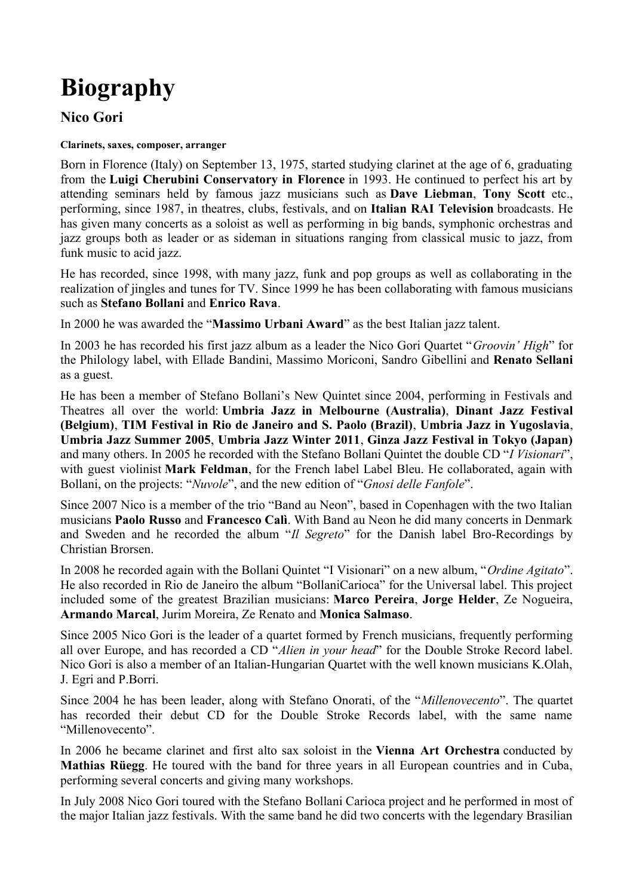# Biography

## Nico Gori

**Clarinets, saxes, composer, arranger**

Born in Florence (Italy) on September 13, 1975, started studying clarinet at the age of 6, graduating from the **Luigi Cherubini Conservatory in Florence** in 1993. He continued to perfect his art by attending seminars held by famous jazz musicians such as **Dave Liebman**, **Tony Scott** etc., performing, since 1987, in theatres, clubs, festivals, and on **Italian RAI Television** broadcasts. He has given many concerts as a soloist as well as performing in big bands, symphonic orchestras and jazz groups both as leader or as sideman in situations ranging from classical music to jazz, from funk music to acid jazz.

He has recorded, since 1998, with many jazz, funk and pop groups as well as collaborating in the realization of jingles and tunes for TV. Since 1999 he has been collaborating with famous musicians such as **Stefano Bollani** and **Enrico Rava**.

In 2000 he was awarded the "**Massimo Urbani Award**" as the best Italian jazz talent.

In 2003 he has recorded his first jazz album as a leader the Nico Gori Quartet "*Groovin' High*" for the Philology label, with Ellade Bandini, Massimo Moriconi, Sandro Gibellini and **Renato Sellani** as a guest.

He has been a member of Stefano Bollani's New Quintet since 2004, performing in Festivals and Theatres all over the world: **Umbria Jazz in Melbourne (Australia)**, **Dinant Jazz Festival (Belgium)**, **TIM Festival in Rio de Janeiro and S. Paolo (Brazil)**, **Umbria Jazz in Yugoslavia**, **Umbria Jazz Summer 2005**, **Umbria Jazz Winter 2011**, **Ginza Jazz Festival in Tokyo (Japan)** and many others. In 2005 he recorded with the Stefano Bollani Quintet the double CD "*I Visionari*", with guest violinist **Mark Feldman**, for the French label Label Bleu. He collaborated, again with Bollani, on the projects: "*Nuvole*", and the new edition of "*Gnosi delle Fanfole*".

Since 2007 Nico is a member of the trio "Band au Neon", based in Copenhagen with the two Italian musicians **Paolo Russo** and **Francesco Calì**. With Band au Neon he did many concerts in Denmark and Sweden and he recorded the album "*Il Segreto*" for the Danish label Bro-Recordings by Christian Brorsen.

In 2008 he recorded again with the Bollani Quintet "I Visionari" on a new album, "*Ordine Agitato*". He also recorded in Rio de Janeiro the album "BollaniCarioca" for the Universal label. This project included some of the greatest Brazilian musicians: **Marco Pereira**, **Jorge Helder**, Ze Nogueira, **Armando Marcal**, Jurim Moreira, Ze Renato and **Monica Salmaso**.

Since 2005 Nico Gori is the leader of a quartet formed by French musicians, frequently performing all over Europe, and has recorded a CD "*Alien in your head*" for the Double Stroke Record label. Nico Gori is also a member of an Italian-Hungarian Quartet with the well known musicians K.Olah, J. Egri and P.Borri.

Since 2004 he has been leader, along with Stefano Onorati, of the "*Millenovecento*". The quartet has recorded their debut CD for the Double Stroke Records label, with the same name "Millenovecento".

In 2006 he became clarinet and first alto sax soloist in the **Vienna Art Orchestra** conducted by **Mathias Rüegg**. He toured with the band for three years in all European countries and in Cuba, performing several concerts and giving many workshops.

In July 2008 Nico Gori toured with the Stefano Bollani Carioca project and he performed in most of the major Italian jazz festivals. With the same band he did two concerts with the legendary Brasilian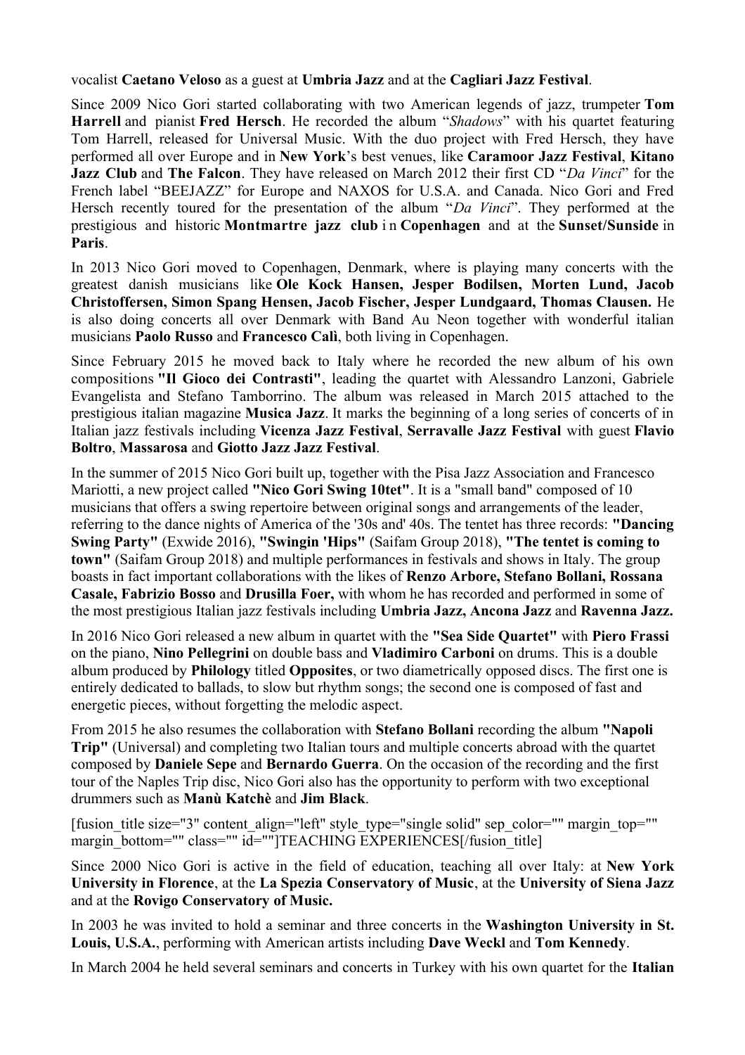vocalist **Caetano Veloso** as a guest at **Umbria Jazz** and at the **Cagliari Jazz Festival**.

Since 2009 Nico Gori started collaborating with two American legends of jazz, trumpeter **Tom Harrell** and pianist **Fred Hersch**. He recorded the album "*Shadows*" with his quartet featuring Tom Harrell, released for Universal Music. With the duo project with Fred Hersch, they have performed all over Europe and in **New York**'s best venues, like **Caramoor Jazz Festival**, **Kitano Jazz Club** and **The Falcon**. They have released on March 2012 their first CD "*Da Vinci*" for the French label "BEEJAZZ" for Europe and NAXOS for U.S.A. and Canada. Nico Gori and Fred Hersch recently toured for the presentation of the album "*Da Vinci*". They performed at the prestigious and historic **Montmartre jazz club** i n **Copenhagen** and at the **Sunset/Sunside** in **Paris**.

In 2013 Nico Gori moved to Copenhagen, Denmark, where is playing many concerts with the greatest danish musicians like **Ole Kock Hansen, Jesper Bodilsen, Morten Lund, Jacob Christoffersen, Simon Spang Hensen, Jacob Fischer, Jesper Lundgaard, Thomas Clausen.** He is also doing concerts all over Denmark with Band Au Neon together with wonderful italian musicians **Paolo Russo** and **Francesco Calì**, both living in Copenhagen.

Since February 2015 he moved back to Italy where he recorded the new album of his own compositions **"Il Gioco dei Contrasti"**, leading the quartet with Alessandro Lanzoni, Gabriele Evangelista and Stefano Tamborrino. The album was released in March 2015 attached to the prestigious italian magazine **Musica Jazz**. It marks the beginning of a long series of concerts of in Italian jazz festivals including **Vicenza Jazz Festival**, **Serravalle Jazz Festival** with guest **Flavio Boltro**, **Massarosa** and **Giotto Jazz Jazz Festival**.

In the summer of 2015 Nico Gori built up, together with the Pisa Jazz Association and Francesco Mariotti, a new project called **"Nico Gori Swing 10tet"**. It is a "small band" composed of 10 musicians that offers a swing repertoire between original songs and arrangements of the leader, referring to the dance nights of America of the '30s and' 40s. The tentet has three records: **"Dancing Swing Party"** (Exwide 2016), **"Swingin 'Hips"** (Saifam Group 2018), **"The tentet is coming to town"** (Saifam Group 2018) and multiple performances in festivals and shows in Italy. The group boasts in fact important collaborations with the likes of **Renzo Arbore, Stefano Bollani, Rossana Casale, Fabrizio Bosso** and **Drusilla Foer,** with whom he has recorded and performed in some of the most prestigious Italian jazz festivals including **Umbria Jazz, Ancona Jazz** and **Ravenna Jazz.**

In 2016 Nico Gori released a new album in quartet with the **"Sea Side Quartet"** with **Piero Frassi** on the piano, **Nino Pellegrini** on double bass and **Vladimiro Carboni** on drums. This is a double album produced by **Philology** titled **Opposites**, or two diametrically opposed discs. The first one is entirely dedicated to ballads, to slow but rhythm songs; the second one is composed of fast and energetic pieces, without forgetting the melodic aspect.

From 2015 he also resumes the collaboration with **Stefano Bollani** recording the album **"Napoli Trip"** (Universal) and completing two Italian tours and multiple concerts abroad with the quartet composed by **Daniele Sepe** and **Bernardo Guerra**. On the occasion of the recording and the first tour of the Naples Trip disc, Nico Gori also has the opportunity to perform with two exceptional drummers such as **Manù Katchè** and **Jim Black**.

[fusion_title size="3" content_align="left" style_type="single solid" sep_color="" margin_top="" margin_bottom="" class="" id=""]TEACHING EXPERIENCES[/fusion_title]

Since 2000 Nico Gori is active in the field of education, teaching all over Italy: at **New York University in Florence**, at the **La Spezia Conservatory of Music**, at the **University of Siena Jazz** and at the **Rovigo Conservatory of Music.**

In 2003 he was invited to hold a seminar and three concerts in the **Washington University in St. Louis, U.S.A.**, performing with American artists including **Dave Weckl** and **Tom Kennedy**.

In March 2004 he held several seminars and concerts in Turkey with his own quartet for the **Italian**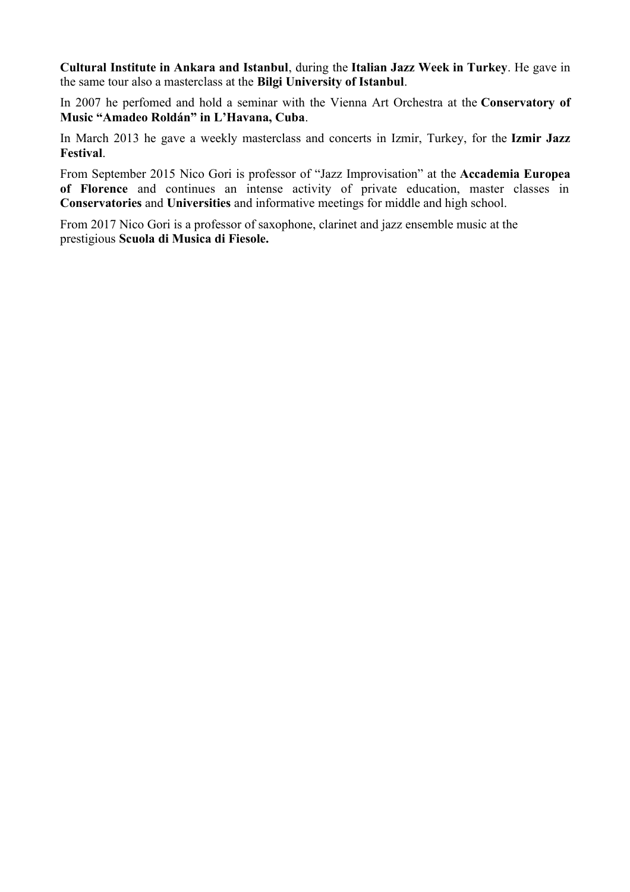**Cultural Institute in Ankara and Istanbul**, during the **Italian Jazz Week in Turkey**. He gave in the same tour also a masterclass at the **Bilgi University of Istanbul**.

In 2007 he perfomed and hold a seminar with the Vienna Art Orchestra at the **Conservatory of Music "Amadeo Roldán" in L'Havana, Cuba**.

In March 2013 he gave a weekly masterclass and concerts in Izmir, Turkey, for the **Izmir Jazz Festival**.

From September 2015 Nico Gori is professor of "Jazz Improvisation" at the **Accademia Europea of Florence** and continues an intense activity of private education, master classes in **Conservatories** and **Universities** and informative meetings for middle and high school.

From 2017 Nico Gori is a professor of saxophone, clarinet and jazz ensemble music at the prestigious **Scuola di Musica di Fiesole.**